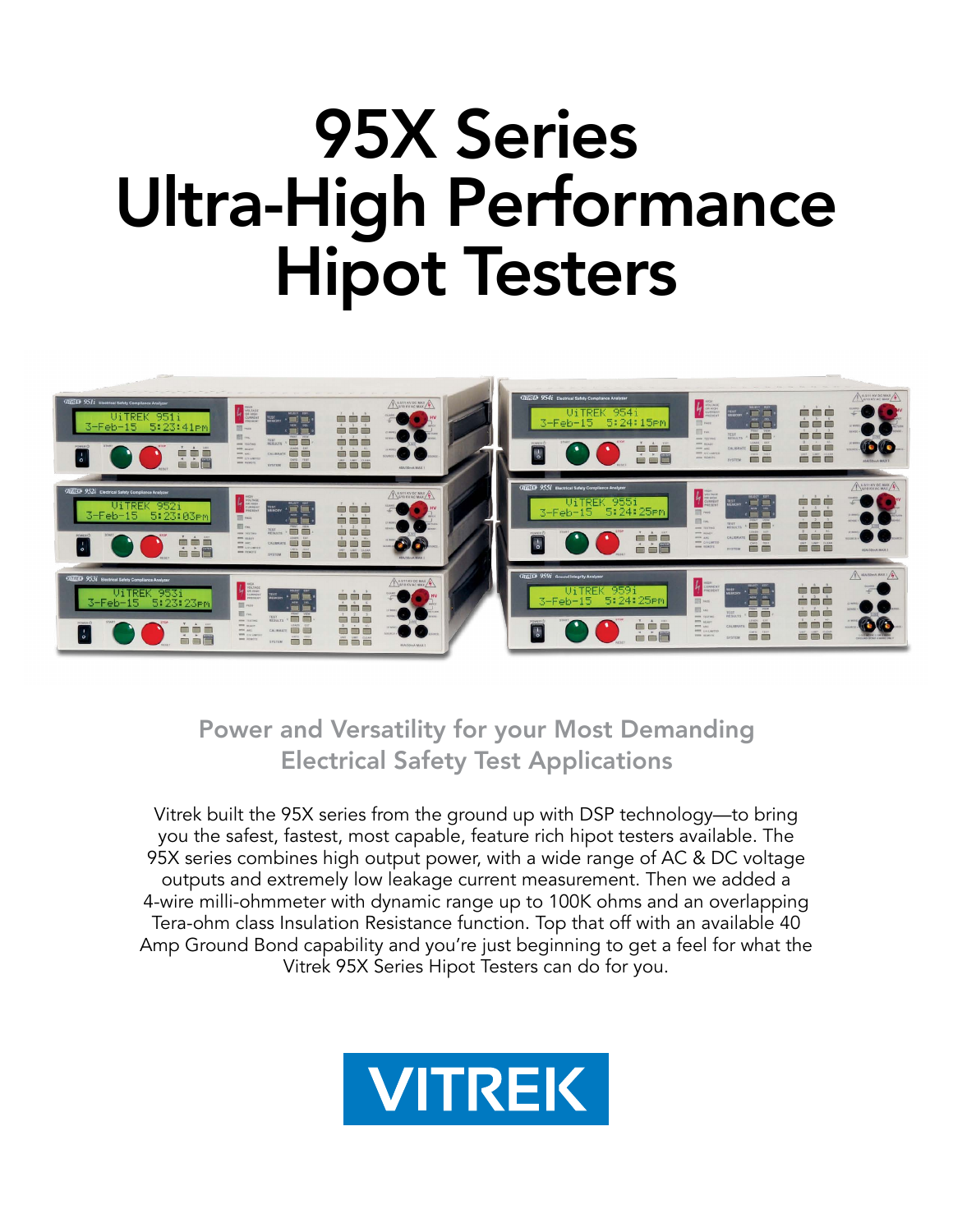# 95X Series Ultra-High Performance Hipot Testers

## Power and Versatility for your Most Demanding Electrical Safety Test Applications

Vitrek built the 95X series from the ground up with DSP technology—to bring you the safest, fastest, most capable, feature rich hipot testers available. The 95X series combines high output power, with a wide range of AC & DC voltage outputs and extremely low leakage current measurement. Then we added a 4-wire milli-ohmmeter with dynamic range up to 100K ohms and an overlapping Tera-ohm class Insulation Resistance function. Top that off with an available 40 Amp Ground Bond capability and you're just beginning to get a feel for what the Vitrek 95X Series Hipot Testers can do for you.

VITREK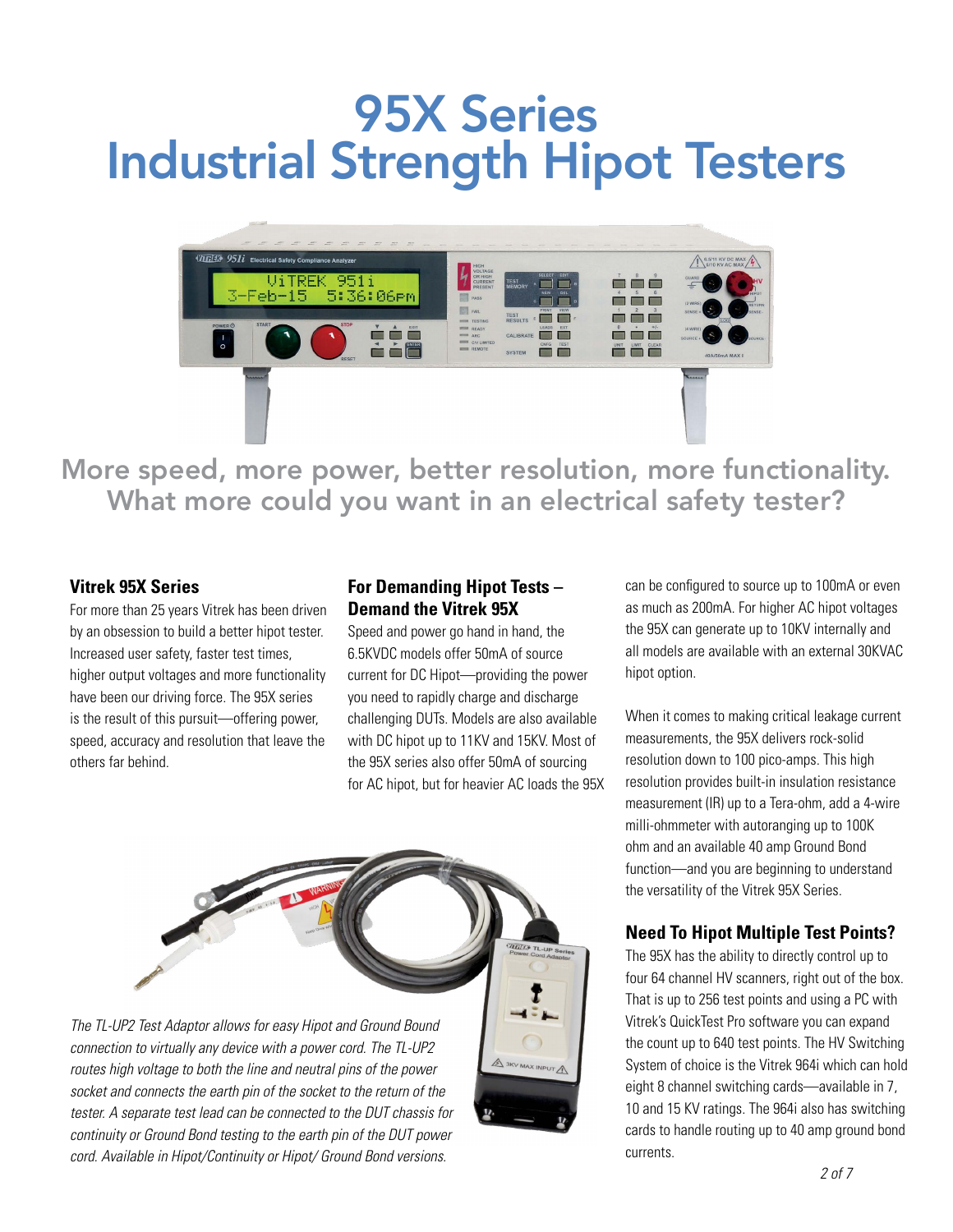# 95X Series
# Industrial Strength Hipot Testers

More speed, more power, better resolution, more functionality. What more could you want in an electrical safety tester?

### Vitrek 95X Series

For more than 25 years Vitrek has been driven by an obsession to build a better hipot tester. Increased user safety, faster test times, higher output voltages and more functionality have been our driving force. The 95X series is the result of this pursuit—offering power, speed, accuracy and resolution that leave the others far behind.

### For Demanding Hipot Tests – Demand the Vitrek 95X

Speed and power go hand in hand, the 6.5KVDC models offer 50mA of source current for DC Hipot—providing the power you need to rapidly charge and discharge challenging DUTs. Models are also available with DC hipot up to 11KV and 15KV. Most of the 95X series also offer 50mA of sourcing for AC hipot, but for heavier AC loads the 95X can be configured to source up to 100mA or even as much as 200mA. For higher AC hipot voltages the 95X can generate up to 10KV internally and all models are available with an external 30KVAC hipot option.

When it comes to making critical leakage current measurements, the 95X delivers rock-solid resolution down to 100 pico-amps. This high resolution provides built-in insulation resistance measurement (IR) up to a Tera-ohm, add a 4-wire milli-ohmmeter with autoranging up to 100K ohm and an available 40 amp Ground Bond function—and you are beginning to understand the versatility of the Vitrek 95X Series.

### Need To Hipot Multiple Test Points?

The 95X has the ability to directly control up to four 64 channel HV scanners, right out of the box. That is up to 256 test points and using a PC with Vitrek's QuickTest Pro software you can expand the count up to 640 test points. The HV Switching System of choice is the Vitrek 964i which can hold eight 8 channel switching cards—available in 7, 10 and 15 KV ratings. The 964i also has switching cards to handle routing up to 40 amp ground bond currents.

*The TL-UP2 Test Adaptor allows for easy Hipot and Ground Bound connection to virtually any device with a power cord. The TL-UP2 routes high voltage to both the line and neutral pins of the power socket and connects the earth pin of the socket to the return of the tester. A separate test lead can be connected to the DUT chassis for continuity or Ground Bond testing to the earth pin of the DUT power cord. Available in Hipot/Continuity or Hipot/ Ground Bond versions.*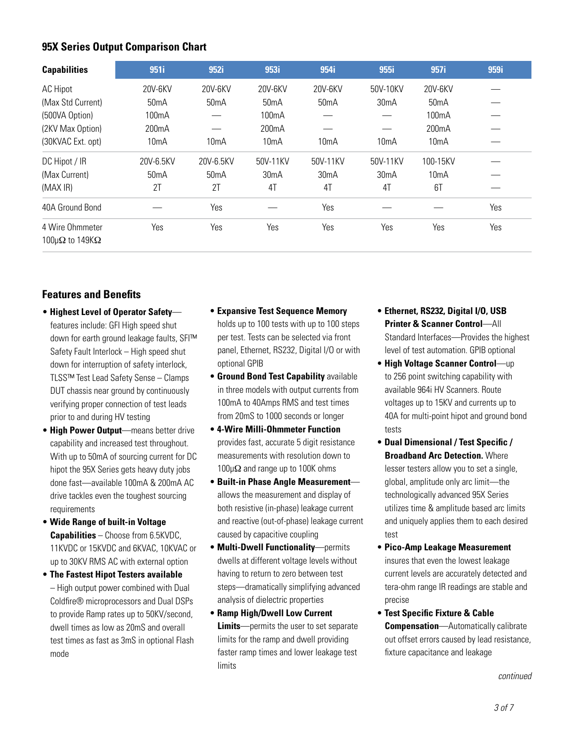## 95X Series Output Comparison Chart

| Capabilities | 951i | 952i | 953i | 954i | 955i | 957i | 959i |
|---|---|---|---|---|---|---|---|
| AC Hipot | 20V-6KV | 20V-6KV | 20V-6KV | 20V-6KV | 50V-10KV | 20V-6KV | — |
| (Max Std Current) | 50mA | 50mA | 50mA | 50mA | 30mA | 50mA | — |
| (500VA Option) | 100mA | — | 100mA | — | — | 100mA | — |
| (2KV Max Option) | 200mA | — | 200mA | — | — | 200mA | — |
| (30KVAC Ext. opt) | 10mA | 10mA | 10mA | 10mA | 10mA | 10mA | — |
| DC Hipot / IR | 20V-6.5KV | 20V-6.5KV | 50V-11KV | 50V-11KV | 50V-11KV | 100-15KV | — |
| (Max Current) | 50mA | 50mA | 30mA | 30mA | 30mA | 10mA | — |
| (MAX IR) | 2T | 2T | 4T | 4T | 4T | 6T | — |
| 40A Ground Bond | — | Yes | — | Yes | — | — | Yes |
| 4 Wire Ohmmeter 100μΩ to 149KΩ | Yes | Yes | Yes | Yes | Yes | Yes | Yes |

## Features and Benefits

- **Highest Level of Operator Safety**—features include: GFI High speed shut down for earth ground leakage faults, SFI™ Safety Fault Interlock – High speed shut down for interruption of safety interlock, TLSS™ Test Lead Safety Sense – Clamps DUT chassis near ground by continuously verifying proper connection of test leads prior to and during HV testing
- **High Power Output**—means better drive capability and increased test throughout. With up to 50mA of sourcing current for DC hipot the 95X Series gets heavy duty jobs done fast—available 100mA & 200mA AC drive tackles even the toughest sourcing requirements
- **Wide Range of built-in Voltage Capabilities** – Choose from 6.5KVDC, 11KVDC or 15KVDC and 6KVAC, 10KVAC or up to 30KV RMS AC with external option
- **The Fastest Hipot Testers available** – High output power combined with Dual Coldfire® microprocessors and Dual DSPs to provide Ramp rates up to 50KV/second, dwell times as low as 20mS and overall test times as fast as 3mS in optional Flash mode
- **Expansive Test Sequence Memory** holds up to 100 tests with up to 100 steps per test. Tests can be selected via front panel, Ethernet, RS232, Digital I/O or with optional GPIB
- **Ground Bond Test Capability** available in three models with output currents from 100mA to 40Amps RMS and test times from 20mS to 1000 seconds or longer
- **4-Wire Milli-Ohmmeter Function** provides fast, accurate 5 digit resistance measurements with resolution down to 100μΩ and range up to 100K ohms
- **Built-in Phase Angle Measurement**—allows the measurement and display of both resistive (in-phase) leakage current and reactive (out-of-phase) leakage current caused by capacitive coupling
- **Multi-Dwell Functionality**—permits dwells at different voltage levels without having to return to zero between test steps—dramatically simplifying advanced analysis of dielectric properties
- **Ramp High/Dwell Low Current Limits**—permits the user to set separate limits for the ramp and dwell providing faster ramp times and lower leakage test limits
- **Ethernet, RS232, Digital I/O, USB Printer & Scanner Control**—All Standard Interfaces—Provides the highest level of test automation. GPIB optional
- **High Voltage Scanner Control**—up to 256 point switching capability with available 964i HV Scanners. Route voltages up to 15KV and currents up to 40A for multi-point hipot and ground bond tests
- **Dual Dimensional / Test Specific / Broadband Arc Detection.** Where lesser testers allow you to set a single, global, amplitude only arc limit—the technologically advanced 95X Series utilizes time & amplitude based arc limits and uniquely applies them to each desired test
- **Pico-Amp Leakage Measurement** insures that even the lowest leakage current levels are accurately detected and tera-ohm range IR readings are stable and precise
- **Test Specific Fixture & Cable Compensation**—Automatically calibrate out offset errors caused by lead resistance, fixture capacitance and leakage

*continued*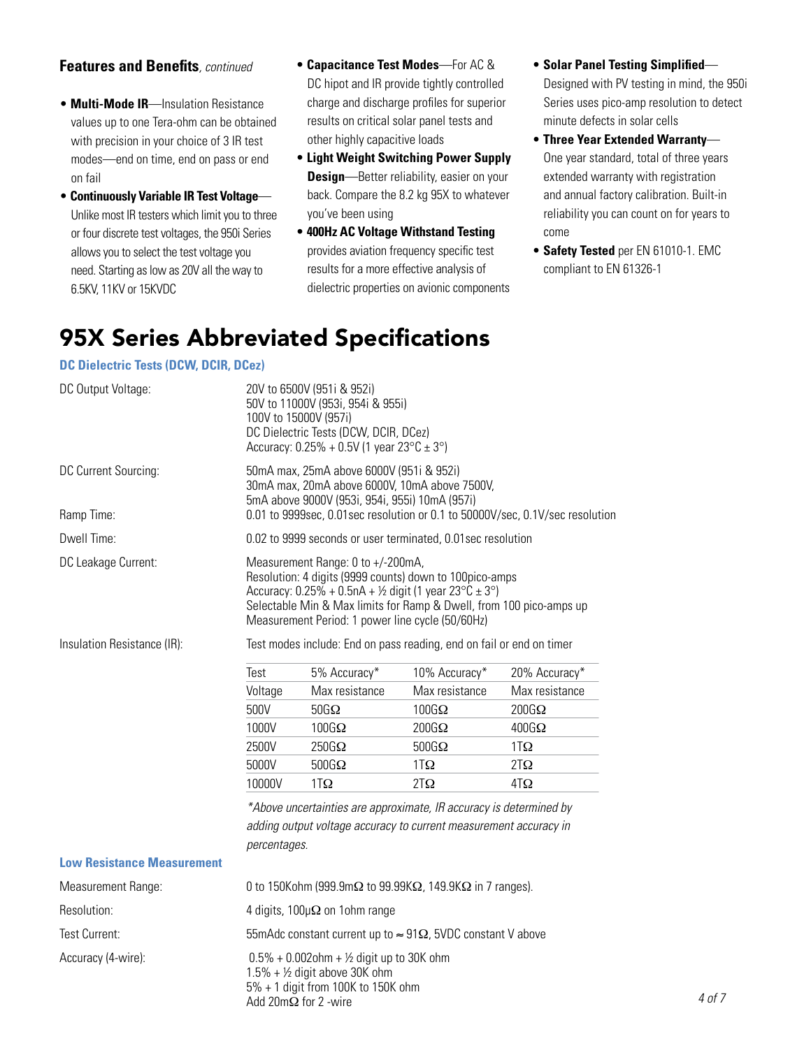**Features and Benefits**, *continued*

- **Multi-Mode IR**—Insulation Resistance values up to one Tera-ohm can be obtained with precision in your choice of 3 IR test modes—end on time, end on pass or end on fail
- **Continuously Variable IR Test Voltage**—Unlike most IR testers which limit you to three or four discrete test voltages, the 950i Series allows you to select the test voltage you need. Starting as low as 20V all the way to 6.5KV, 11KV or 15KVDC
- **Capacitance Test Modes**—For AC & DC hipot and IR provide tightly controlled charge and discharge profiles for superior results on critical solar panel tests and other highly capacitive loads
- **Light Weight Switching Power Supply Design**—Better reliability, easier on your back. Compare the 8.2 kg 95X to whatever you've been using
- **400Hz AC Voltage Withstand Testing** provides aviation frequency specific test results for a more effective analysis of dielectric properties on avionic components
- **Solar Panel Testing Simplified**—Designed with PV testing in mind, the 950i Series uses pico-amp resolution to detect minute defects in solar cells
- **Three Year Extended Warranty**—One year standard, total of three years extended warranty with registration and annual factory calibration. Built-in reliability you can count on for years to come
- **Safety Tested** per EN 61010-1. EMC compliant to EN 61326-1

# 95X Series Abbreviated Specifications

### DC Dielectric Tests (DCW, DCIR, DCez)

**DC Output Voltage:**
20V to 6500V (951i & 952i)
50V to 11000V (953i, 954i & 955i)
100V to 15000V (957i)
DC Dielectric Tests (DCW, DCIR, DCez)
Accuracy: 0.25% + 0.5V (1 year 23°C ± 3°)

**DC Current Sourcing:**
50mA max, 25mA above 6000V (951i & 952i)
30mA max, 20mA above 6000V, 10mA above 7500V,
5mA above 9000V (953i, 954i, 955i) 10mA (957i)

**Ramp Time:**
0.01 to 9999sec, 0.01sec resolution or 0.1 to 50000V/sec, 0.1V/sec resolution

**Dwell Time:**
0.02 to 9999 seconds or user terminated, 0.01sec resolution

**DC Leakage Current:**
Measurement Range: 0 to +/-200mA,
Resolution: 4 digits (9999 counts) down to 100pico-amps
Accuracy: 0.25% + 0.5nA + ½ digit (1 year 23°C ± 3°)
Selectable Min & Max limits for Ramp & Dwell, from 100 pico-amps up
Measurement Period: 1 power line cycle (50/60Hz)

**Insulation Resistance (IR):**
Test modes include: End on pass reading, end on fail or end on timer

| Test Voltage | 5% Accuracy* Max resistance | 10% Accuracy* Max resistance | 20% Accuracy* Max resistance |
|---|---|---|---|
| 500V | 50GΩ | 100GΩ | 200GΩ |
| 1000V | 100GΩ | 200GΩ | 400GΩ |
| 2500V | 250GΩ | 500GΩ | 1TΩ |
| 5000V | 500GΩ | 1TΩ | 2TΩ |
| 10000V | 1TΩ | 2TΩ | 4TΩ |

*\*Above uncertainties are approximate, IR accuracy is determined by adding output voltage accuracy to current measurement accuracy in percentages.*

### Low Resistance Measurement

**Measurement Range:**
0 to 150Kohm (999.9mΩ to 99.99KΩ, 149.9KΩ in 7 ranges).

**Resolution:**
4 digits, 100μΩ on 1ohm range

**Test Current:**
55mAdc constant current up to ≈ 91Ω, 5VDC constant V above

**Accuracy (4-wire):**
0.5% + 0.002ohm + ½ digit up to 30K ohm
1.5% + ½ digit above 30K ohm
5% + 1 digit from 100K to 150K ohm
Add 20mΩ for 2 -wire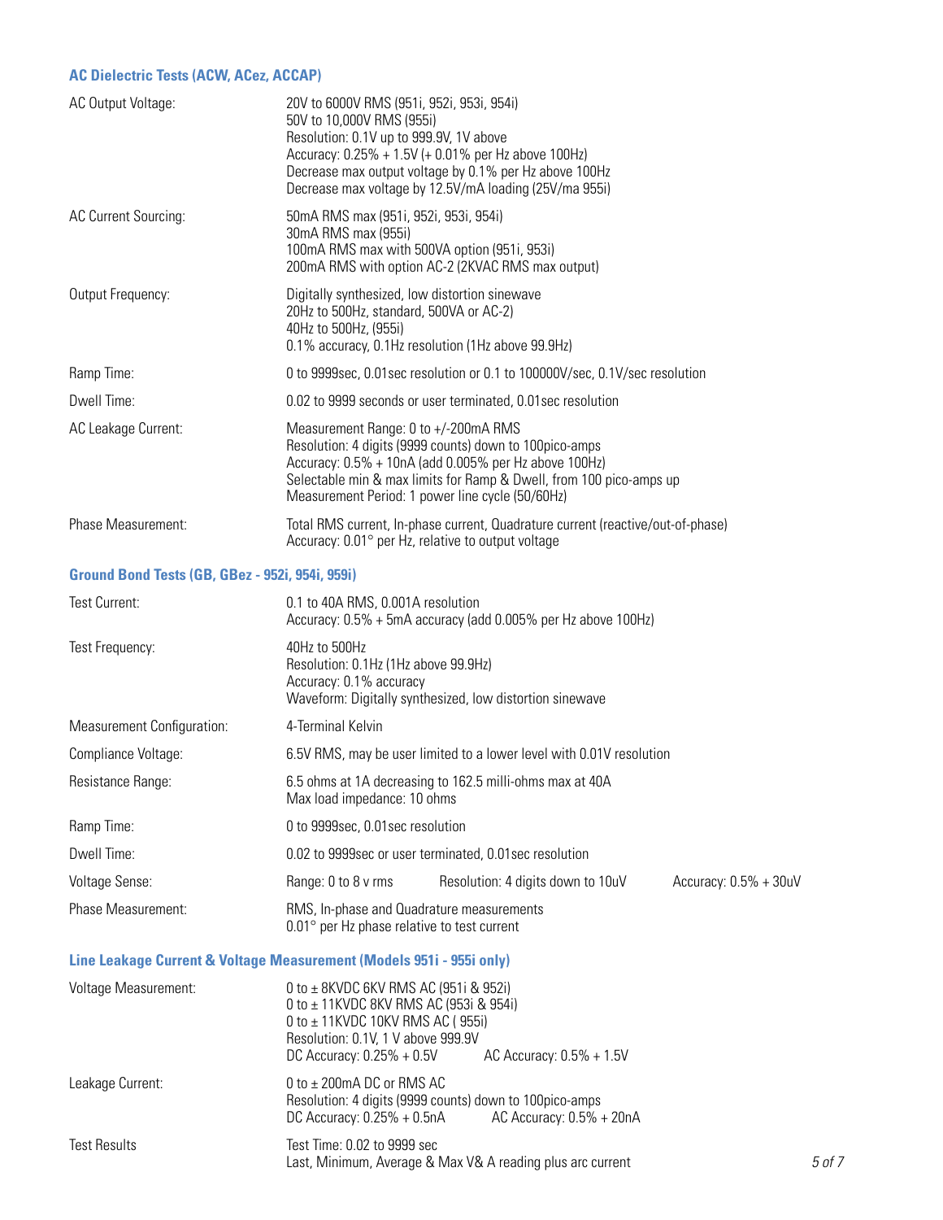### AC Dielectric Tests (ACW, ACez, ACCAP)

| | |
|---|---|
| AC Output Voltage: | 20V to 6000V RMS (951i, 952i, 953i, 954i)<br>50V to 10,000V RMS (955i)<br>Resolution: 0.1V up to 999.9V, 1V above<br>Accuracy: 0.25% + 1.5V (+ 0.01% per Hz above 100Hz)<br>Decrease max output voltage by 0.1% per Hz above 100Hz<br>Decrease max voltage by 12.5V/mA loading (25V/ma 955i) |
| AC Current Sourcing: | 50mA RMS max (951i, 952i, 953i, 954i)<br>30mA RMS max (955i)<br>100mA RMS max with 500VA option (951i, 953i)<br>200mA RMS with option AC-2 (2KVAC RMS max output) |
| Output Frequency: | Digitally synthesized, low distortion sinewave<br>20Hz to 500Hz, standard, 500VA or AC-2)<br>40Hz to 500Hz, (955i)<br>0.1% accuracy, 0.1Hz resolution (1Hz above 99.9Hz) |
| Ramp Time: | 0 to 9999sec, 0.01sec resolution or 0.1 to 100000V/sec, 0.1V/sec resolution |
| Dwell Time: | 0.02 to 9999 seconds or user terminated, 0.01sec resolution |
| AC Leakage Current: | Measurement Range: 0 to +/-200mA RMS<br>Resolution: 4 digits (9999 counts) down to 100pico-amps<br>Accuracy: 0.5% + 10nA (add 0.005% per Hz above 100Hz)<br>Selectable min & max limits for Ramp & Dwell, from 100 pico-amps up<br>Measurement Period: 1 power line cycle (50/60Hz) |
| Phase Measurement: | Total RMS current, In-phase current, Quadrature current (reactive/out-of-phase)<br>Accuracy: 0.01° per Hz, relative to output voltage |

### Ground Bond Tests (GB, GBez - 952i, 954i, 959i)

| | |
|---|---|
| Test Current: | 0.1 to 40A RMS, 0.001A resolution<br>Accuracy: 0.5% + 5mA accuracy (add 0.005% per Hz above 100Hz) |
| Test Frequency: | 40Hz to 500Hz<br>Resolution: 0.1Hz (1Hz above 99.9Hz)<br>Accuracy: 0.1% accuracy<br>Waveform: Digitally synthesized, low distortion sinewave |
| Measurement Configuration: | 4-Terminal Kelvin |
| Compliance Voltage: | 6.5V RMS, may be user limited to a lower level with 0.01V resolution |
| Resistance Range: | 6.5 ohms at 1A decreasing to 162.5 milli-ohms max at 40A<br>Max load impedance: 10 ohms |
| Ramp Time: | 0 to 9999sec, 0.01sec resolution |
| Dwell Time: | 0.02 to 9999sec or user terminated, 0.01sec resolution |
| Voltage Sense: | Range: 0 to 8 v rms    Resolution: 4 digits down to 10uV    Accuracy: 0.5% + 30uV |
| Phase Measurement: | RMS, In-phase and Quadrature measurements<br>0.01° per Hz phase relative to test current |

### Line Leakage Current & Voltage Measurement (Models 951i - 955i only)

| | |
|---|---|
| Voltage Measurement: | 0 to ± 8KVDC 6KV RMS AC (951i & 952i)<br>0 to ± 11KVDC 8KV RMS AC (953i & 954i)<br>0 to ± 11KVDC 10KV RMS AC ( 955i)<br>Resolution: 0.1V, 1 V above 999.9V<br>DC Accuracy: 0.25% + 0.5V    AC Accuracy: 0.5% + 1.5V |
| Leakage Current: | 0 to ± 200mA DC or RMS AC<br>Resolution: 4 digits (9999 counts) down to 100pico-amps<br>DC Accuracy: 0.25% + 0.5nA    AC Accuracy: 0.5% + 20nA |
| Test Results | Test Time: 0.02 to 9999 sec<br>Last, Minimum, Average & Max V& A reading plus arc current |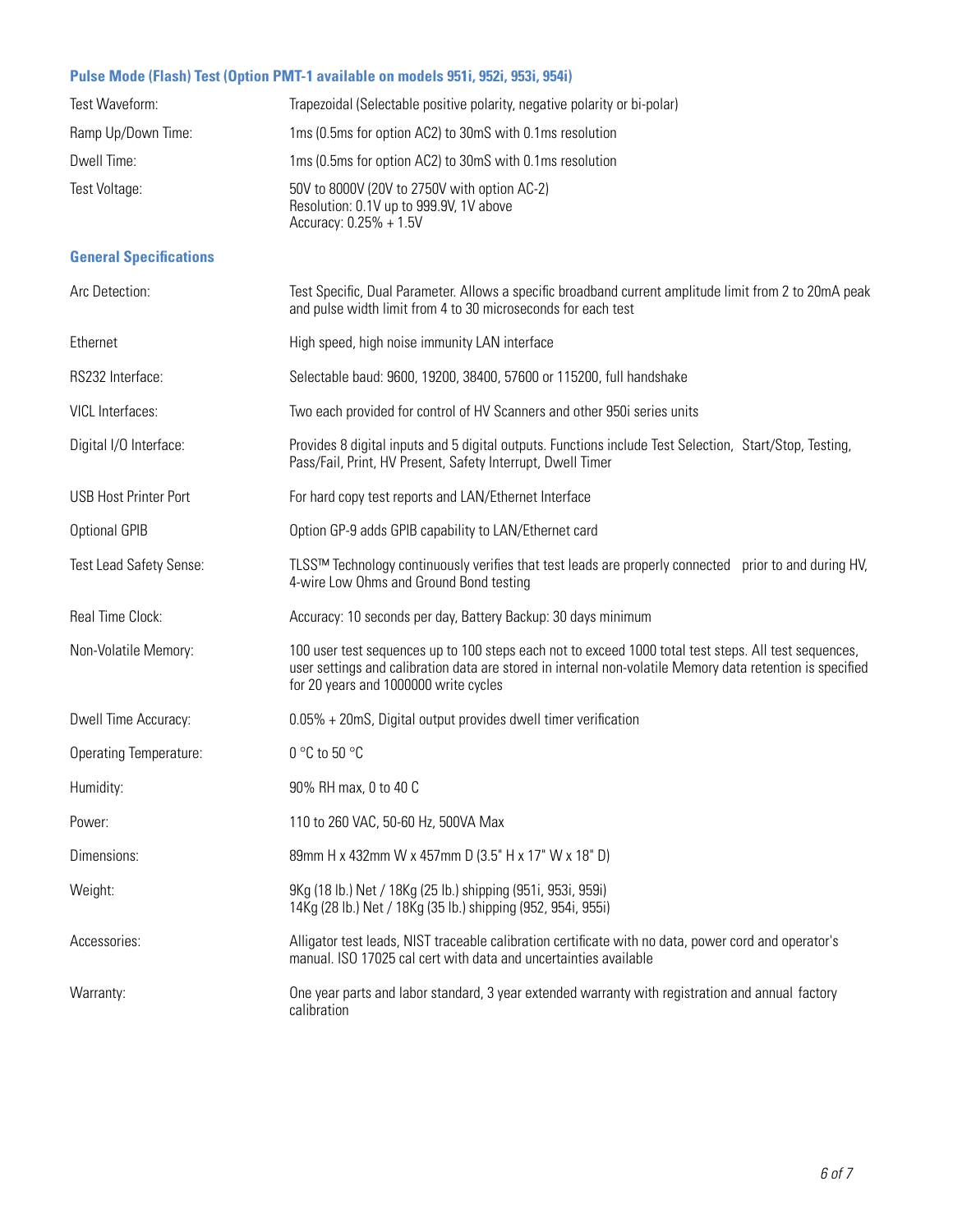### Pulse Mode (Flash) Test (Option PMT-1 available on models 951i, 952i, 953i, 954i)

| | |
|---|---|
| Test Waveform: | Trapezoidal (Selectable positive polarity, negative polarity or bi-polar) |
| Ramp Up/Down Time: | 1ms (0.5ms for option AC2) to 30mS with 0.1ms resolution |
| Dwell Time: | 1ms (0.5ms for option AC2) to 30mS with 0.1ms resolution |
| Test Voltage: | 50V to 8000V (20V to 2750V with option AC-2)<br>Resolution: 0.1V up to 999.9V, 1V above<br>Accuracy: 0.25% + 1.5V |

### General Specifications

| | |
|---|---|
| Arc Detection: | Test Specific, Dual Parameter. Allows a specific broadband current amplitude limit from 2 to 20mA peak and pulse width limit from 4 to 30 microseconds for each test |
| Ethernet | High speed, high noise immunity LAN interface |
| RS232 Interface: | Selectable baud: 9600, 19200, 38400, 57600 or 115200, full handshake |
| VICL Interfaces: | Two each provided for control of HV Scanners and other 950i series units |
| Digital I/O Interface: | Provides 8 digital inputs and 5 digital outputs. Functions include Test Selection, Start/Stop, Testing, Pass/Fail, Print, HV Present, Safety Interrupt, Dwell Timer |
| USB Host Printer Port | For hard copy test reports and LAN/Ethernet Interface |
| Optional GPIB | Option GP-9 adds GPIB capability to LAN/Ethernet card |
| Test Lead Safety Sense: | TLSS™ Technology continuously verifies that test leads are properly connected prior to and during HV, 4-wire Low Ohms and Ground Bond testing |
| Real Time Clock: | Accuracy: 10 seconds per day, Battery Backup: 30 days minimum |
| Non-Volatile Memory: | 100 user test sequences up to 100 steps each not to exceed 1000 total test steps. All test sequences, user settings and calibration data are stored in internal non-volatile Memory data retention is specified for 20 years and 1000000 write cycles |
| Dwell Time Accuracy: | 0.05% + 20mS, Digital output provides dwell timer verification |
| Operating Temperature: | 0 °C to 50 °C |
| Humidity: | 90% RH max, 0 to 40 C |
| Power: | 110 to 260 VAC, 50-60 Hz, 500VA Max |
| Dimensions: | 89mm H x 432mm W x 457mm D (3.5" H x 17" W x 18" D) |
| Weight: | 9Kg (18 lb.) Net / 18Kg (25 lb.) shipping (951i, 953i, 959i)<br>14Kg (28 lb.) Net / 18Kg (35 lb.) shipping (952, 954i, 955i) |
| Accessories: | Alligator test leads, NIST traceable calibration certificate with no data, power cord and operator's manual. ISO 17025 cal cert with data and uncertainties available |
| Warranty: | One year parts and labor standard, 3 year extended warranty with registration and annual factory calibration |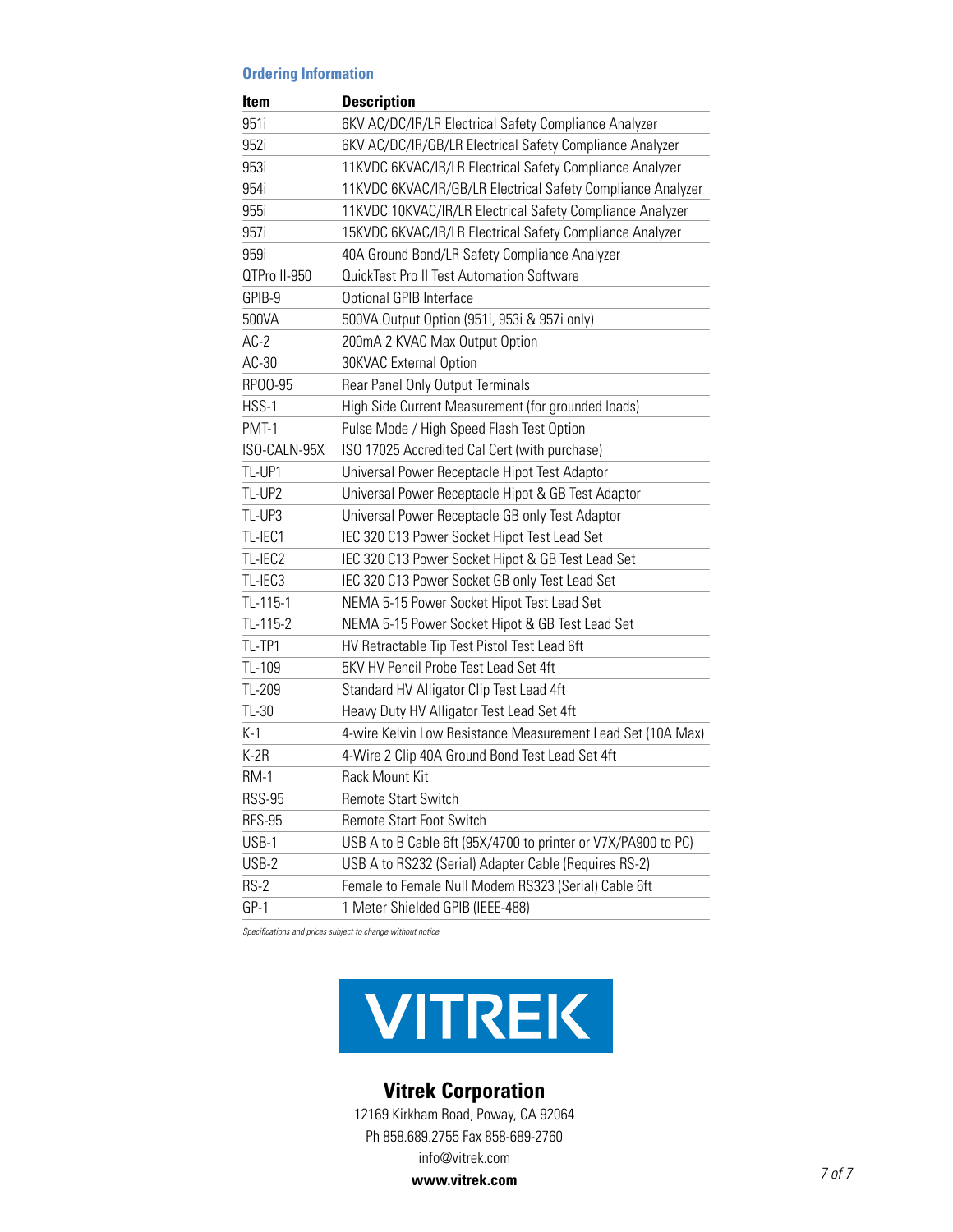## Ordering Information

| Item | Description |
| --- | --- |
| 951i | 6KV AC/DC/IR/LR Electrical Safety Compliance Analyzer |
| 952i | 6KV AC/DC/IR/GB/LR Electrical Safety Compliance Analyzer |
| 953i | 11KVDC 6KVAC/IR/LR Electrical Safety Compliance Analyzer |
| 954i | 11KVDC 6KVAC/IR/GB/LR Electrical Safety Compliance Analyzer |
| 955i | 11KVDC 10KVAC/IR/LR Electrical Safety Compliance Analyzer |
| 957i | 15KVDC 6KVAC/IR/LR Electrical Safety Compliance Analyzer |
| 959i | 40A Ground Bond/LR Safety Compliance Analyzer |
| QTPro II-950 | QuickTest Pro II Test Automation Software |
| GPIB-9 | Optional GPIB Interface |
| 500VA | 500VA Output Option (951i, 953i & 957i only) |
| AC-2 | 200mA 2 KVAC Max Output Option |
| AC-30 | 30KVAC External Option |
| RPOO-95 | Rear Panel Only Output Terminals |
| HSS-1 | High Side Current Measurement (for grounded loads) |
| PMT-1 | Pulse Mode / High Speed Flash Test Option |
| ISO-CALN-95X | ISO 17025 Accredited Cal Cert (with purchase) |
| TL-UP1 | Universal Power Receptacle Hipot Test Adaptor |
| TL-UP2 | Universal Power Receptacle Hipot & GB Test Adaptor |
| TL-UP3 | Universal Power Receptacle GB only Test Adaptor |
| TL-IEC1 | IEC 320 C13 Power Socket Hipot Test Lead Set |
| TL-IEC2 | IEC 320 C13 Power Socket Hipot & GB Test Lead Set |
| TL-IEC3 | IEC 320 C13 Power Socket GB only Test Lead Set |
| TL-115-1 | NEMA 5-15 Power Socket Hipot Test Lead Set |
| TL-115-2 | NEMA 5-15 Power Socket Hipot & GB Test Lead Set |
| TL-TP1 | HV Retractable Tip Test Pistol Test Lead 6ft |
| TL-109 | 5KV HV Pencil Probe Test Lead Set 4ft |
| TL-209 | Standard HV Alligator Clip Test Lead 4ft |
| TL-30 | Heavy Duty HV Alligator Test Lead Set 4ft |
| K-1 | 4-wire Kelvin Low Resistance Measurement Lead Set (10A Max) |
| K-2R | 4-Wire 2 Clip 40A Ground Bond Test Lead Set 4ft |
| RM-1 | Rack Mount Kit |
| RSS-95 | Remote Start Switch |
| RFS-95 | Remote Start Foot Switch |
| USB-1 | USB A to B Cable 6ft (95X/4700 to printer or V7X/PA900 to PC) |
| USB-2 | USB A to RS232 (Serial) Adapter Cable (Requires RS-2) |
| RS-2 | Female to Female Null Modem RS323 (Serial) Cable 6ft |
| GP-1 | 1 Meter Shielded GPIB (IEEE-488) |

*Specifications and prices subject to change without notice.*

VITREK

**Vitrek Corporation**

12169 Kirkham Road, Poway, CA 92064

Ph 858.689.2755 Fax 858-689-2760

info@vitrek.com

**www.vitrek.com**